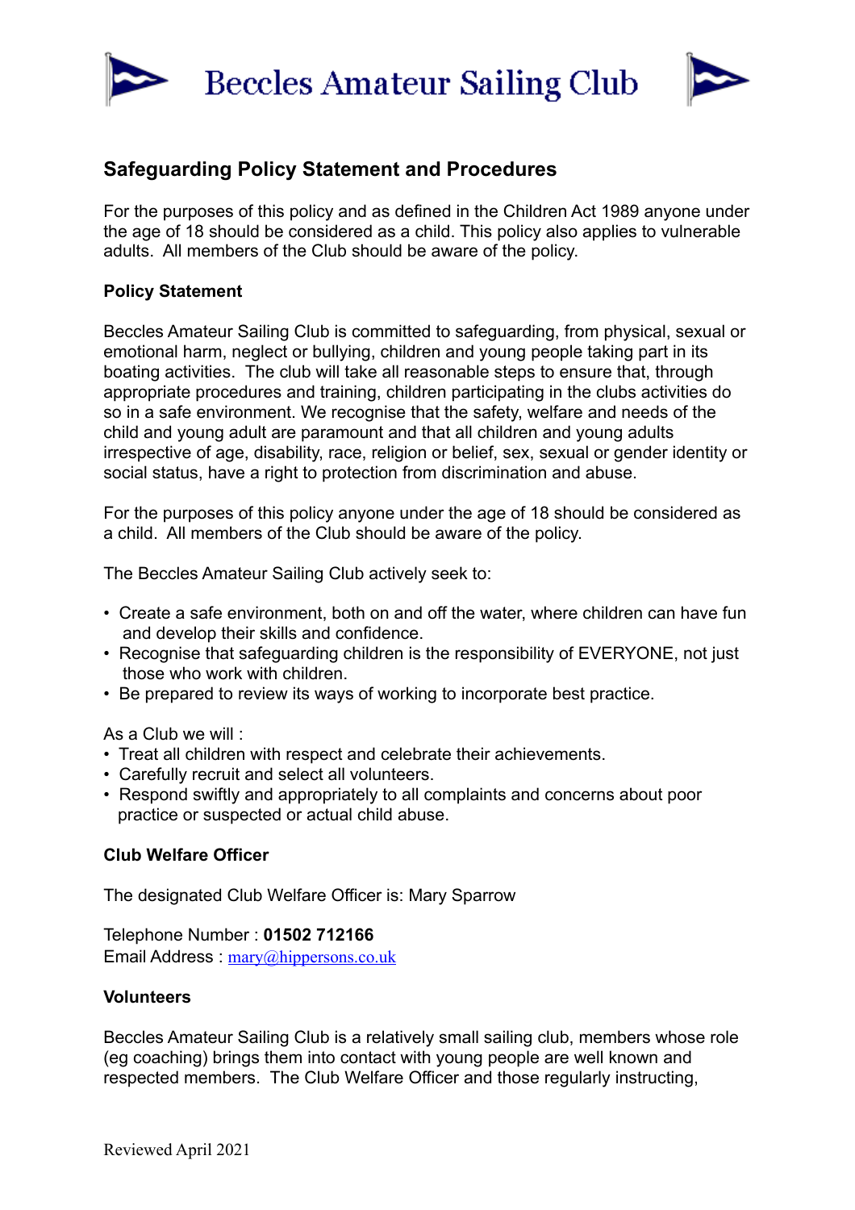# Beccles Amateur Sailing Club

## Safeguarding Policy Statement and Procedures

For the purposes of this policy and as defined in the Children Act 1989 anyone under the age of 18 should be considered as a child. This policy also applies to vulnerable adults. All members of the Club should be aware of the policy.

### Policy Statement

Beccles Amateur Sailing Club is committed to safeguarding, from physical, sexual or emotional harm, neglect or bullying, children and young people taking part in its boating activities. The club will take all reasonable steps to ensure that, through appropriate procedures and training, children participating in the clubs activities do so in a safe environment. We recognise that the safety, welfare and needs of the child and young adult are paramount and that all children and young adults irrespective of age, disability, race, religion or belief, sex, sexual or gender identity or social status, have a right to protection from discrimination and abuse.

For the purposes of this policy anyone under the age of 18 should be considered as a child. All members of the Club should be aware of the policy.

The Beccles Amateur Sailing Club actively seek to:

- Create a safe environment, both on and off the water, where children can have fun and develop their skills and confidence.
- Recognise that safeguarding children is the responsibility of EVERYONE, not just those who work with children.
- Be prepared to review its ways of working to incorporate best practice.

As a Club we will :

- Treat all children with respect and celebrate their achievements.
- Carefully recruit and select all volunteers.
- Respond swiftly and appropriately to all complaints and concerns about poor practice or suspected or actual child abuse.

### Club Welfare Officer

The designated Club Welfare Officer is: Mary Sparrow

Telephone Number : **01502 712166**
Email Address : mary@hippersons.co.uk

### Volunteers

Beccles Amateur Sailing Club is a relatively small sailing club, members whose role (eg coaching) brings them into contact with young people are well known and respected members. The Club Welfare Officer and those regularly instructing,

Reviewed April 2021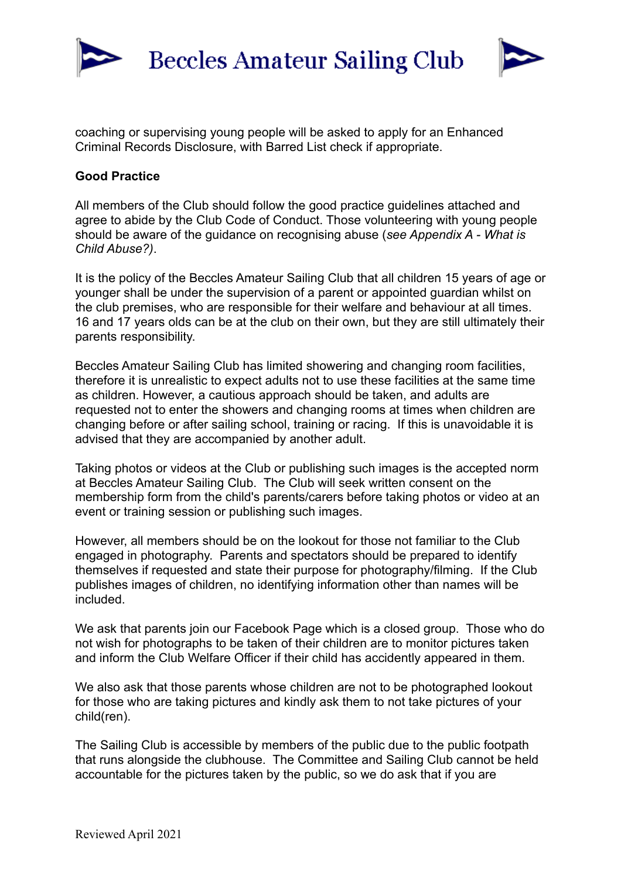coaching or supervising young people will be asked to apply for an Enhanced Criminal Records Disclosure, with Barred List check if appropriate.

**Good Practice**

All members of the Club should follow the good practice guidelines attached and agree to abide by the Club Code of Conduct. Those volunteering with young people should be aware of the guidance on recognising abuse (*see Appendix A - What is Child Abuse?)*.

It is the policy of the Beccles Amateur Sailing Club that all children 15 years of age or younger shall be under the supervision of a parent or appointed guardian whilst on the club premises, who are responsible for their welfare and behaviour at all times. 16 and 17 years olds can be at the club on their own, but they are still ultimately their parents responsibility.

Beccles Amateur Sailing Club has limited showering and changing room facilities, therefore it is unrealistic to expect adults not to use these facilities at the same time as children. However, a cautious approach should be taken, and adults are requested not to enter the showers and changing rooms at times when children are changing before or after sailing school, training or racing. If this is unavoidable it is advised that they are accompanied by another adult.

Taking photos or videos at the Club or publishing such images is the accepted norm at Beccles Amateur Sailing Club. The Club will seek written consent on the membership form from the child's parents/carers before taking photos or video at an event or training session or publishing such images.

However, all members should be on the lookout for those not familiar to the Club engaged in photography. Parents and spectators should be prepared to identify themselves if requested and state their purpose for photography/filming. If the Club publishes images of children, no identifying information other than names will be included.

We ask that parents join our Facebook Page which is a closed group. Those who do not wish for photographs to be taken of their children are to monitor pictures taken and inform the Club Welfare Officer if their child has accidently appeared in them.

We also ask that those parents whose children are not to be photographed lookout for those who are taking pictures and kindly ask them to not take pictures of your child(ren).

The Sailing Club is accessible by members of the public due to the public footpath that runs alongside the clubhouse. The Committee and Sailing Club cannot be held accountable for the pictures taken by the public, so we do ask that if you are

Reviewed April 2021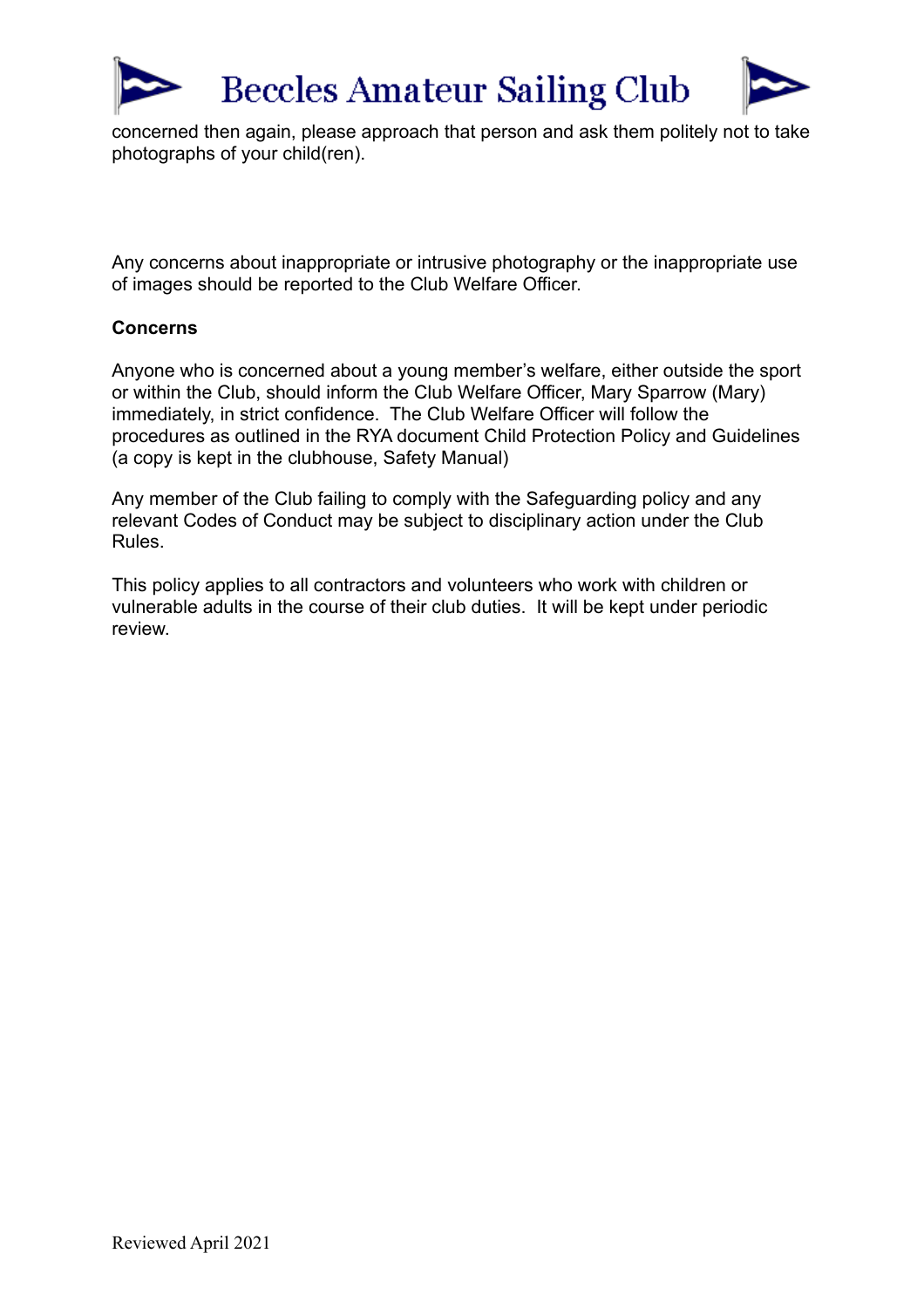concerned then again, please approach that person and ask them politely not to take photographs of your child(ren).

Any concerns about inappropriate or intrusive photography or the inappropriate use of images should be reported to the Club Welfare Officer.

**Concerns**

Anyone who is concerned about a young member's welfare, either outside the sport or within the Club, should inform the Club Welfare Officer, Mary Sparrow (Mary) immediately, in strict confidence. The Club Welfare Officer will follow the procedures as outlined in the RYA document Child Protection Policy and Guidelines (a copy is kept in the clubhouse, Safety Manual)

Any member of the Club failing to comply with the Safeguarding policy and any relevant Codes of Conduct may be subject to disciplinary action under the Club Rules.

This policy applies to all contractors and volunteers who work with children or vulnerable adults in the course of their club duties. It will be kept under periodic review.

Reviewed April 2021